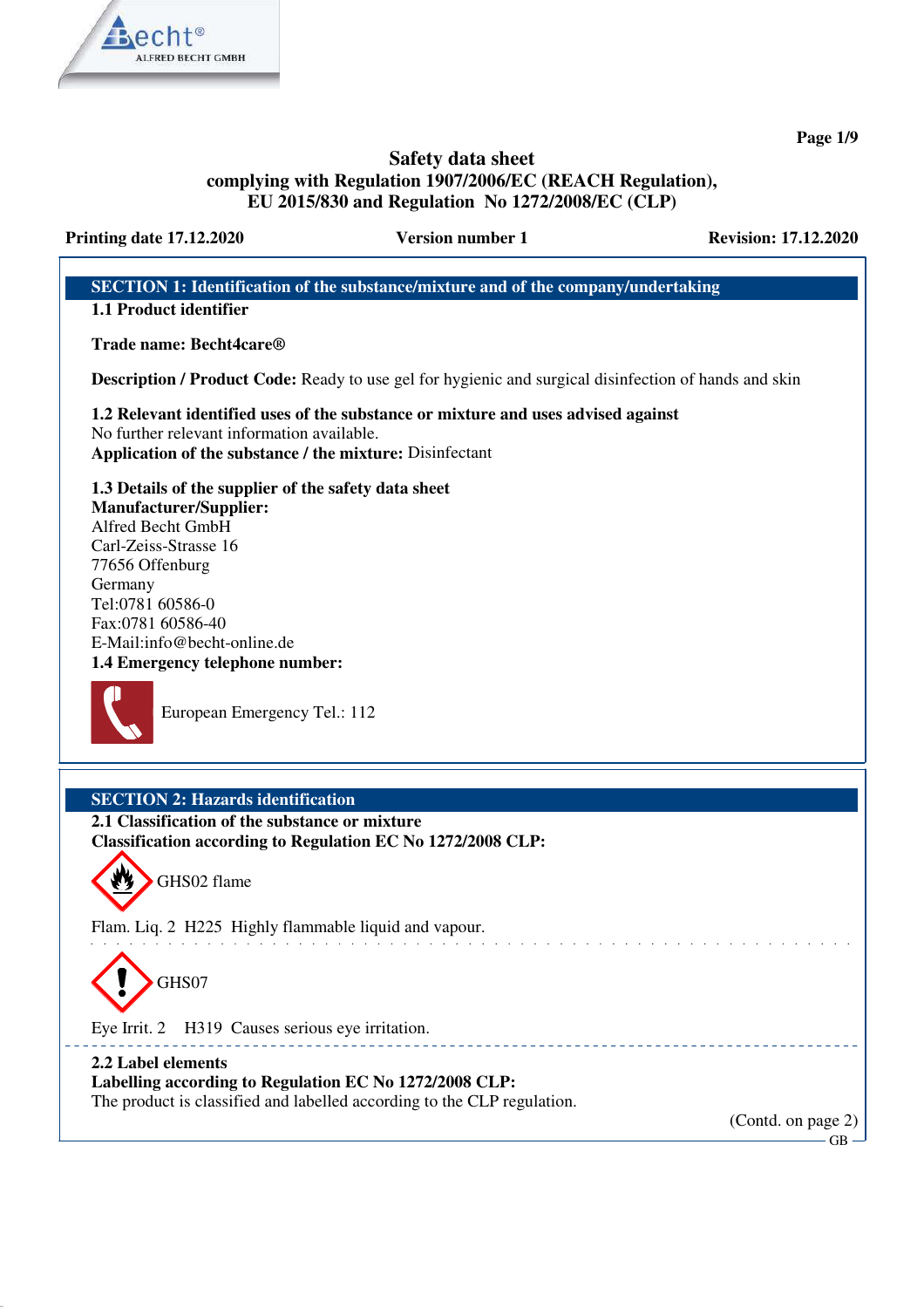# Safety data sheet

**complying with Regulation 1907/2006/EC (REACH Regulation), EU 2015/830 and Regulation No 1272/2008/EC (CLP)**

**Printing date 17.12.2020** | **Version number 1** | **Revision: 17.12.2020**

## SECTION 1: Identification of the substance/mixture and of the company/undertaking

### 1.1 Product identifier

**Trade name: Becht4care®**

**Description / Product Code:** Ready to use gel for hygienic and surgical disinfection of hands and skin

### 1.2 Relevant identified uses of the substance or mixture and uses advised against

No further relevant information available.

**Application of the substance / the mixture:** Disinfectant

### 1.3 Details of the supplier of the safety data sheet

**Manufacturer/Supplier:**

Alfred Becht GmbH
Carl-Zeiss-Strasse 16
77656 Offenburg
Germany
Tel:0781 60586-0
Fax:0781 60586-40
E-Mail:info@becht-online.de

### 1.4 Emergency telephone number:

European Emergency Tel.: 112

## SECTION 2: Hazards identification

### 2.1 Classification of the substance or mixture

**Classification according to Regulation EC No 1272/2008 CLP:**

GHS02 flame

Flam. Liq. 2 H225 Highly flammable liquid and vapour.

GHS07

Eye Irrit. 2 H319 Causes serious eye irritation.

### 2.2 Label elements

**Labelling according to Regulation EC No 1272/2008 CLP:**

The product is classified and labelled according to the CLP regulation.

(Contd. on page 2)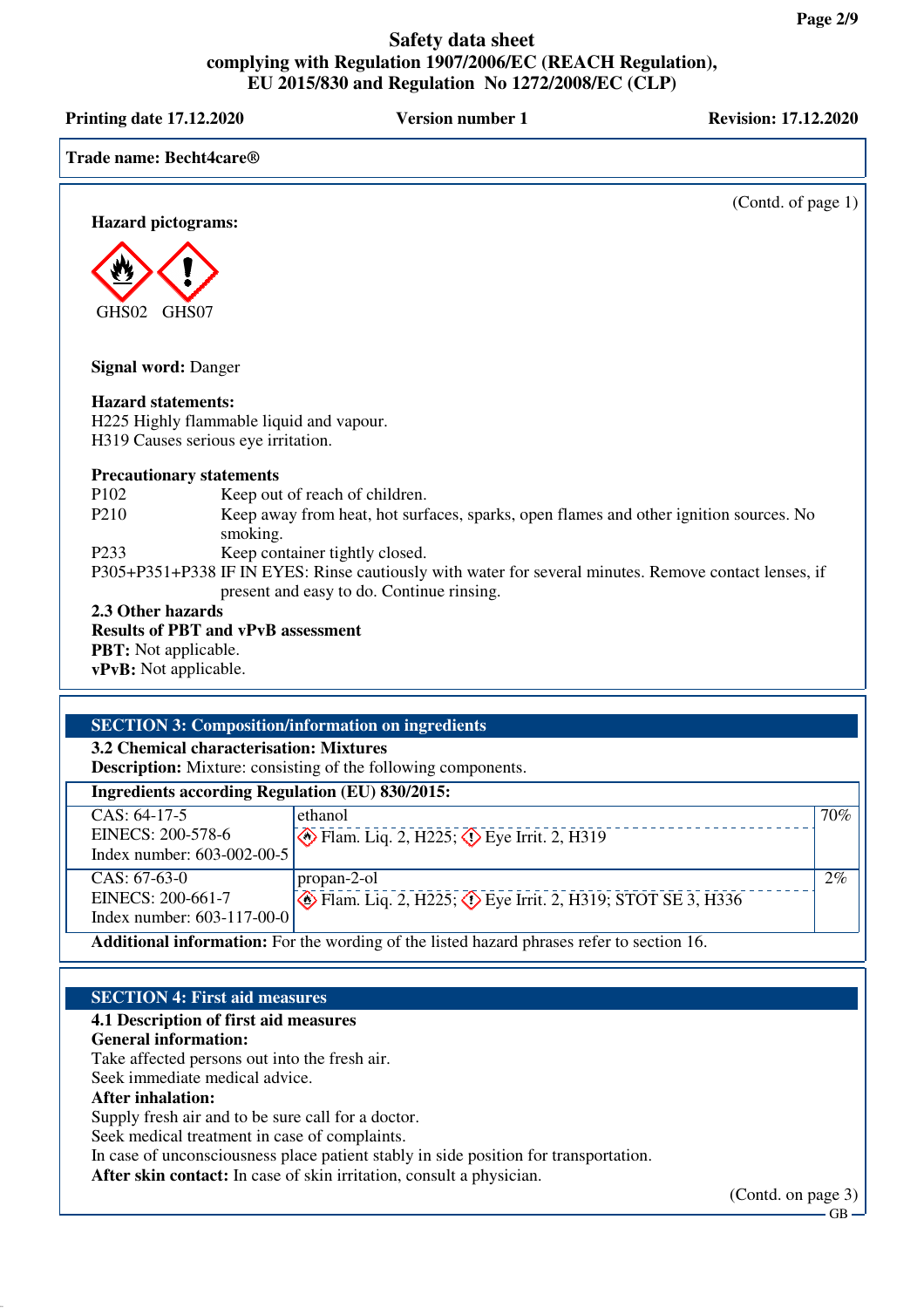Trade name: Becht4care®

(Contd. of page 1)

**Hazard pictograms:**

GHS02 GHS07

**Signal word:** Danger

**Hazard statements:**
H225 Highly flammable liquid and vapour.
H319 Causes serious eye irritation.

**Precautionary statements**

| | |
|---|---|
| P102 | Keep out of reach of children. |
| P210 | Keep away from heat, hot surfaces, sparks, open flames and other ignition sources. No smoking. |
| P233 | Keep container tightly closed. |
| P305+P351+P338 | IF IN EYES: Rinse cautiously with water for several minutes. Remove contact lenses, if present and easy to do. Continue rinsing. |

**2.3 Other hazards**
**Results of PBT and vPvB assessment**
**PBT:** Not applicable.
**vPvB:** Not applicable.

## SECTION 3: Composition/information on ingredients

**3.2 Chemical characterisation: Mixtures**
**Description:** Mixture: consisting of the following components.

**Ingredients according Regulation (EU) 830/2015:**

| | | |
|---|---|---|
| CAS: 64-17-5<br>EINECS: 200-578-6<br>Index number: 603-002-00-5 | ethanol<br>Flam. Liq. 2, H225; Eye Irrit. 2, H319 | 70% |
| CAS: 67-63-0<br>EINECS: 200-661-7<br>Index number: 603-117-00-0 | propan-2-ol<br>Flam. Liq. 2, H225; Eye Irrit. 2, H319; STOT SE 3, H336 | 2% |

**Additional information:** For the wording of the listed hazard phrases refer to section 16.

## SECTION 4: First aid measures

**4.1 Description of first aid measures**
**General information:**
Take affected persons out into the fresh air.
Seek immediate medical advice.
**After inhalation:**
Supply fresh air and to be sure call for a doctor.
Seek medical treatment in case of complaints.
In case of unconsciousness place patient stably in side position for transportation.
**After skin contact:** In case of skin irritation, consult a physician.

(Contd. on page 3)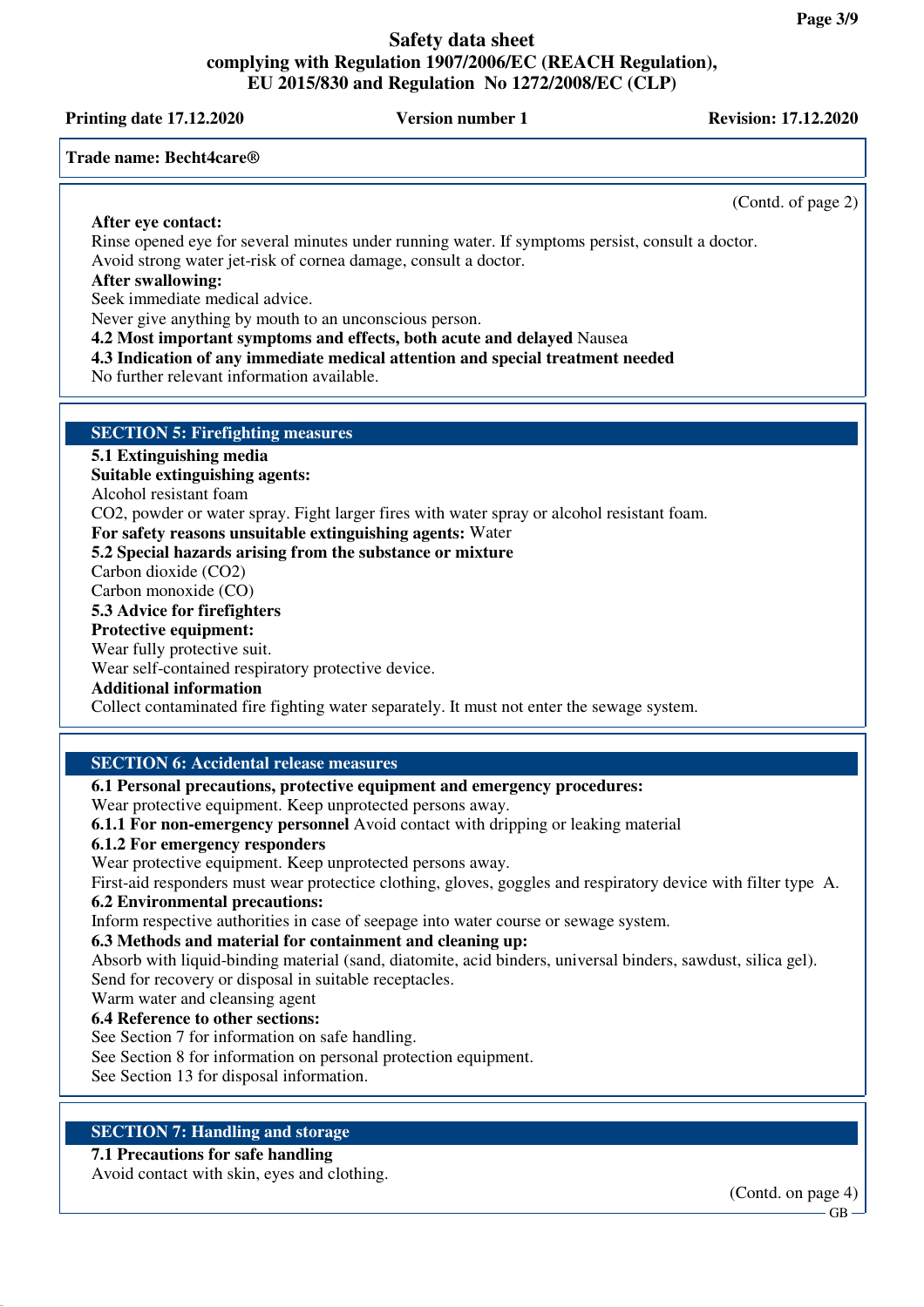**Trade name: Becht4care®**

(Contd. of page 2)

**After eye contact:**
Rinse opened eye for several minutes under running water. If symptoms persist, consult a doctor.
Avoid strong water jet-risk of cornea damage, consult a doctor.

**After swallowing:**
Seek immediate medical advice.
Never give anything by mouth to an unconscious person.

**4.2 Most important symptoms and effects, both acute and delayed** Nausea

**4.3 Indication of any immediate medical attention and special treatment needed**
No further relevant information available.

## SECTION 5: Firefighting measures

**5.1 Extinguishing media**

**Suitable extinguishing agents:**
Alcohol resistant foam
$CO_2$, powder or water spray. Fight larger fires with water spray or alcohol resistant foam.

**For safety reasons unsuitable extinguishing agents:** Water

**5.2 Special hazards arising from the substance or mixture**
Carbon dioxide ($CO_2$)
Carbon monoxide (CO)

**5.3 Advice for firefighters**

**Protective equipment:**
Wear fully protective suit.
Wear self-contained respiratory protective device.

**Additional information**
Collect contaminated fire fighting water separately. It must not enter the sewage system.

## SECTION 6: Accidental release measures

**6.1 Personal precautions, protective equipment and emergency procedures:**
Wear protective equipment. Keep unprotected persons away.

**6.1.1 For non-emergency personnel** Avoid contact with dripping or leaking material

**6.1.2 For emergency responders**
Wear protective equipment. Keep unprotected persons away.
First-aid responders must wear protectice clothing, gloves, goggles and respiratory device with filter type A.

**6.2 Environmental precautions:**
Inform respective authorities in case of seepage into water course or sewage system.

**6.3 Methods and material for containment and cleaning up:**
Absorb with liquid-binding material (sand, diatomite, acid binders, universal binders, sawdust, silica gel).
Send for recovery or disposal in suitable receptacles.
Warm water and cleansing agent

**6.4 Reference to other sections:**
See Section 7 for information on safe handling.
See Section 8 for information on personal protection equipment.
See Section 13 for disposal information.

## SECTION 7: Handling and storage

**7.1 Precautions for safe handling**
Avoid contact with skin, eyes and clothing.

(Contd. on page 4)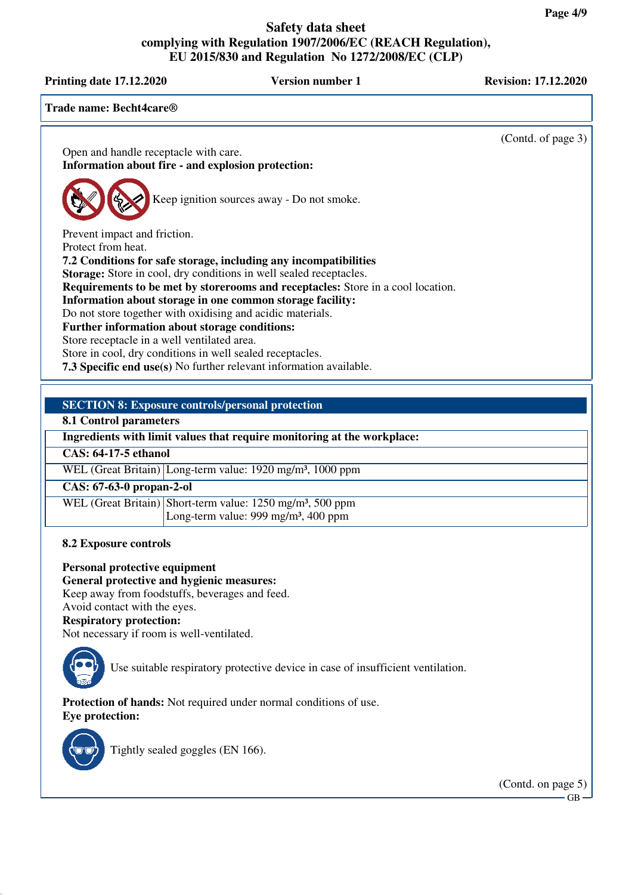(Contd. of page 3)

Open and handle receptacle with care.

**Information about fire - and explosion protection:**

Keep ignition sources away - Do not smoke.

Prevent impact and friction.

Protect from heat.

**7.2 Conditions for safe storage, including any incompatibilities**

**Storage:** Store in cool, dry conditions in well sealed receptacles.

**Requirements to be met by storerooms and receptacles:** Store in a cool location.

**Information about storage in one common storage facility:**

Do not store together with oxidising and acidic materials.

**Further information about storage conditions:**

Store receptacle in a well ventilated area.

Store in cool, dry conditions in well sealed receptacles.

**7.3 Specific end use(s)** No further relevant information available.

## SECTION 8: Exposure controls/personal protection

**8.1 Control parameters**

| Ingredients with limit values that require monitoring at the workplace: | |
|---|---|
| **CAS: 64-17-5 ethanol** | |
| WEL (Great Britain) | Long-term value: 1920 mg/m³, 1000 ppm |
| **CAS: 67-63-0 propan-2-ol** | |
| WEL (Great Britain) | Short-term value: 1250 mg/m³, 500 ppm<br>Long-term value: 999 mg/m³, 400 ppm |

**8.2 Exposure controls**

**Personal protective equipment**

**General protective and hygienic measures:**

Keep away from foodstuffs, beverages and feed.

Avoid contact with the eyes.

**Respiratory protection:**

Not necessary if room is well-ventilated.

Use suitable respiratory protective device in case of insufficient ventilation.

**Protection of hands:** Not required under normal conditions of use.

**Eye protection:**

Tightly sealed goggles (EN 166).

(Contd. on page 5)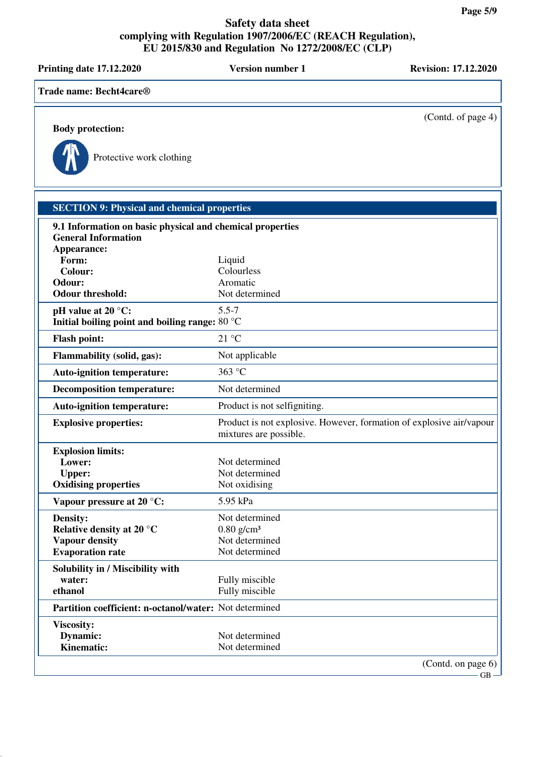**Trade name: Becht4care®**

(Contd. of page 4)

**Body protection:**

Protective work clothing

## SECTION 9: Physical and chemical properties

**9.1 Information on basic physical and chemical properties**

**General Information**

| | |
|---|---|
| **Appearance:** | |
| **Form:** | Liquid |
| **Colour:** | Colourless |
| **Odour:** | Aromatic |
| **Odour threshold:** | Not determined |
| **pH value at 20 °C:** | 5.5-7 |
| **Initial boiling point and boiling range:** | 80 °C |
| **Flash point:** | 21 °C |
| **Flammability (solid, gas):** | Not applicable |
| **Auto-ignition temperature:** | 363 °C |
| **Decomposition temperature:** | Not determined |
| **Auto-ignition temperature:** | Product is not selfigniting. |
| **Explosive properties:** | Product is not explosive. However, formation of explosive air/vapour mixtures are possible. |
| **Explosion limits:** | |
| **Lower:** | Not determined |
| **Upper:** | Not determined |
| **Oxidising properties** | Not oxidising |
| **Vapour pressure at 20 °C:** | 5.95 kPa |
| **Density:** | Not determined |
| **Relative density at 20 °C** | 0.80 g/cm³ |
| **Vapour density** | Not determined |
| **Evaporation rate** | Not determined |
| **Solubility in / Miscibility with** | |
| **water:** | Fully miscible |
| **ethanol** | Fully miscible |
| **Partition coefficient: n-octanol/water:** | Not determined |
| **Viscosity:** | |
| **Dynamic:** | Not determined |
| **Kinematic:** | Not determined |

(Contd. on page 6)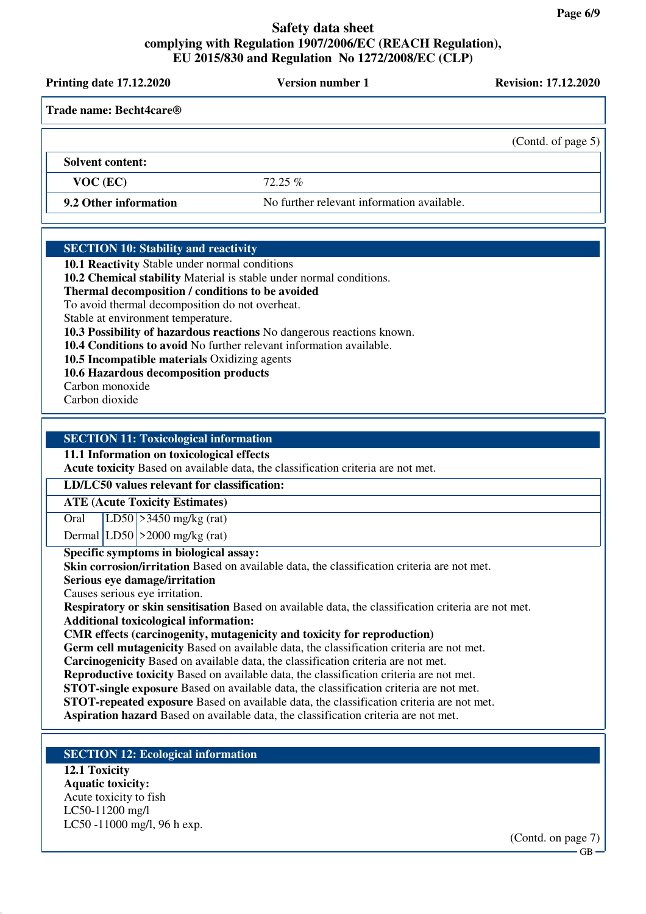**Trade name: Becht4care®**

(Contd. of page 5)

| Solvent content: | |
|---|---|
| VOC (EC) | 72.25 % |
| **9.2 Other information** | No further relevant information available. |

## SECTION 10: Stability and reactivity

**10.1 Reactivity** Stable under normal conditions
**10.2 Chemical stability** Material is stable under normal conditions.
**Thermal decomposition / conditions to be avoided**
To avoid thermal decomposition do not overheat.
Stable at environment temperature.
**10.3 Possibility of hazardous reactions** No dangerous reactions known.
**10.4 Conditions to avoid** No further relevant information available.
**10.5 Incompatible materials** Oxidizing agents
**10.6 Hazardous decomposition products**
Carbon monoxide
Carbon dioxide

## SECTION 11: Toxicological information

**11.1 Information on toxicological effects**
**Acute toxicity** Based on available data, the classification criteria are not met.

**LD/LC50 values relevant for classification:**

**ATE (Acute Toxicity Estimates)**

| | | |
|---|---|---|
| Oral | LD50 | >3450 mg/kg (rat) |
| Dermal | LD50 | >2000 mg/kg (rat) |

**Specific symptoms in biological assay:**
**Skin corrosion/irritation** Based on available data, the classification criteria are not met.
**Serious eye damage/irritation**
Causes serious eye irritation.
**Respiratory or skin sensitisation** Based on available data, the classification criteria are not met.
**Additional toxicological information:**
**CMR effects (carcinogenity, mutagenicity and toxicity for reproduction)**
**Germ cell mutagenicity** Based on available data, the classification criteria are not met.
**Carcinogenicity** Based on available data, the classification criteria are not met.
**Reproductive toxicity** Based on available data, the classification criteria are not met.
**STOT-single exposure** Based on available data, the classification criteria are not met.
**STOT-repeated exposure** Based on available data, the classification criteria are not met.
**Aspiration hazard** Based on available data, the classification criteria are not met.

## SECTION 12: Ecological information

**12.1 Toxicity**
**Aquatic toxicity:**
Acute toxicity to fish
LC50-11200 mg/l
LC50 -11000 mg/l, 96 h exp.

(Contd. on page 7)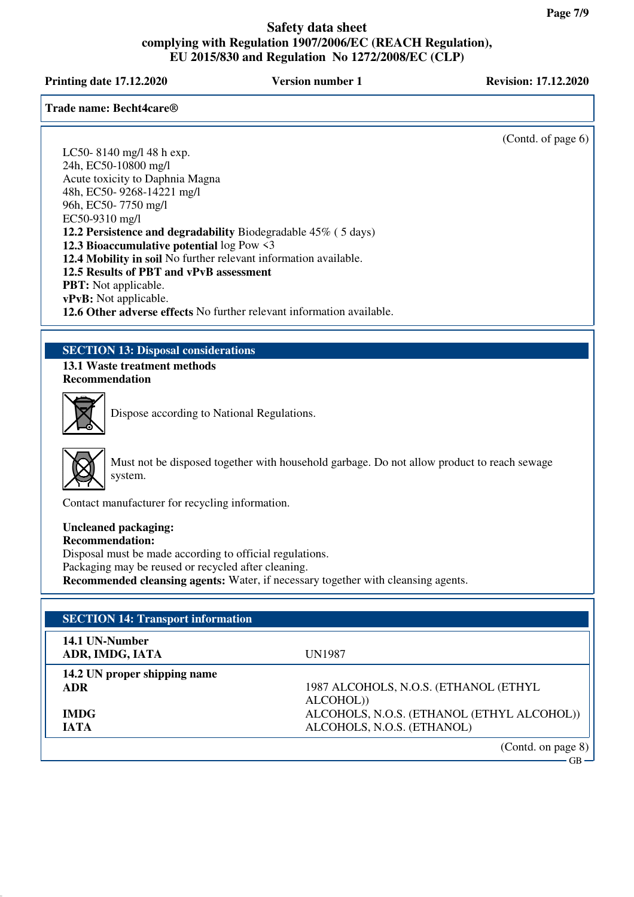**Trade name: Becht4care®**

(Contd. of page 6)

LC50- 8140 mg/l 48 h exp.
24h, EC50-10800 mg/l
Acute toxicity to Daphnia Magna
48h, EC50- 9268-14221 mg/l
96h, EC50- 7750 mg/l
EC50-9310 mg/l

**12.2 Persistence and degradability** Biodegradable 45% ( 5 days)
**12.3 Bioaccumulative potential** log Pow <3
**12.4 Mobility in soil** No further relevant information available.
**12.5 Results of PBT and vPvB assessment**
**PBT:** Not applicable.
**vPvB:** Not applicable.
**12.6 Other adverse effects** No further relevant information available.

## SECTION 13: Disposal considerations

**13.1 Waste treatment methods**
**Recommendation**

Dispose according to National Regulations.

Must not be disposed together with household garbage. Do not allow product to reach sewage system.

Contact manufacturer for recycling information.

**Uncleaned packaging:**
**Recommendation:**
Disposal must be made according to official regulations.
Packaging may be reused or recycled after cleaning.
**Recommended cleansing agents:** Water, if necessary together with cleansing agents.

## SECTION 14: Transport information

| | |
|---|---|
| **14.1 UN-Number** | |
| **ADR, IMDG, IATA** | UN1987 |
| **14.2 UN proper shipping name** | |
| **ADR** | 1987 ALCOHOLS, N.O.S. (ETHANOL (ETHYL ALCOHOL)) |
| **IMDG** | ALCOHOLS, N.O.S. (ETHANOL (ETHYL ALCOHOL)) |
| **IATA** | ALCOHOLS, N.O.S. (ETHANOL) |

(Contd. on page 8)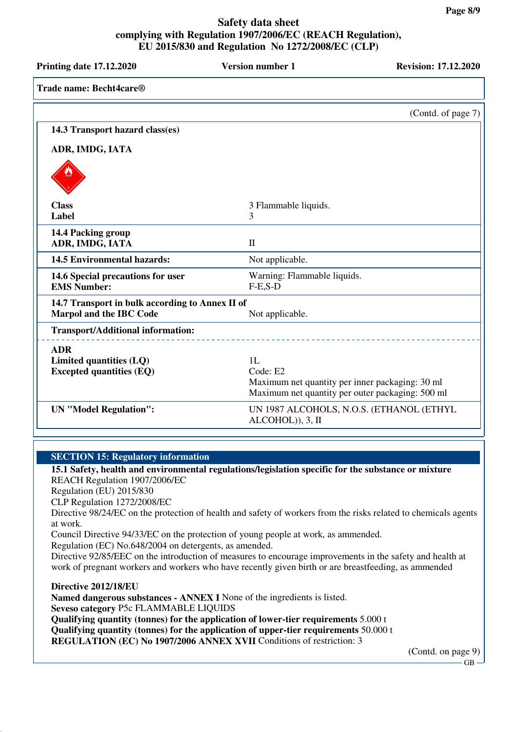Trade name: Becht4care®

(Contd. of page 7)

**14.3 Transport hazard class(es)**

**ADR, IMDG, IATA**

| | |
|---|---|
| **Class** | 3 Flammable liquids. |
| **Label** | 3 |
| **14.4 Packing group** | |
| **ADR, IMDG, IATA** | II |
| **14.5 Environmental hazards:** | Not applicable. |
| **14.6 Special precautions for user** | Warning: Flammable liquids. |
| **EMS Number:** | F-E,S-D |
| **14.7 Transport in bulk according to Annex II of Marpol and the IBC Code** | Not applicable. |
| **Transport/Additional information:** | |
| **ADR** | |
| **Limited quantities (LQ)** | 1L |
| **Excepted quantities (EQ)** | Code: E2<br>Maximum net quantity per inner packaging: 30 ml<br>Maximum net quantity per outer packaging: 500 ml |
| **UN "Model Regulation":** | UN 1987 ALCOHOLS, N.O.S. (ETHANOL (ETHYL ALCOHOL)), 3, II |

## SECTION 15: Regulatory information

**15.1 Safety, health and environmental regulations/legislation specific for the substance or mixture**

REACH Regulation 1907/2006/EC
Regulation (EU) 2015/830
CLP Regulation 1272/2008/EC
Directive 98/24/EC on the protection of health and safety of workers from the risks related to chemicals agents at work.
Council Directive 94/33/EC on the protection of young people at work, as ammended.
Regulation (EC) No.648/2004 on detergents, as amended.
Directive 92/85/EEC on the introduction of measures to encourage improvements in the safety and health at work of pregnant workers and workers who have recently given birth or are breastfeeding, as ammended

**Directive 2012/18/EU**
**Named dangerous substances - ANNEX I** None of the ingredients is listed.
**Seveso category** P5c FLAMMABLE LIQUIDS
**Qualifying quantity (tonnes) for the application of lower-tier requirements** 5.000 t
**Qualifying quantity (tonnes) for the application of upper-tier requirements** 50.000 t
**REGULATION (EC) No 1907/2006 ANNEX XVII** Conditions of restriction: 3

(Contd. on page 9)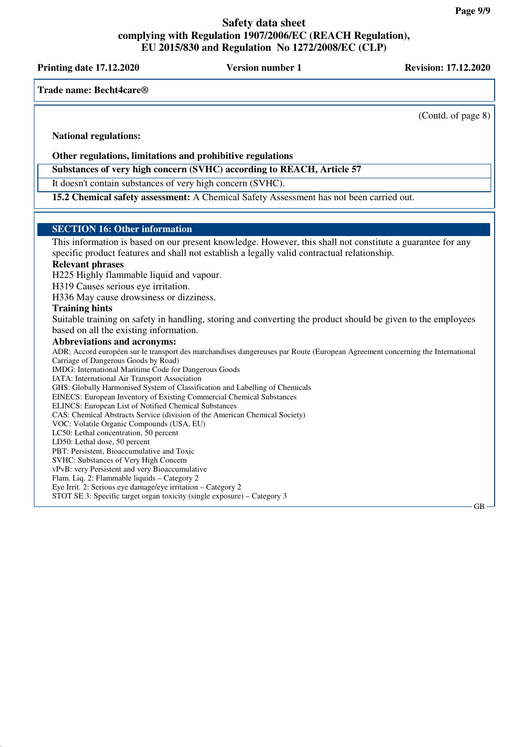Trade name: Becht4care®

(Contd. of page 8)

**National regulations:**

**Other regulations, limitations and prohibitive regulations**

**Substances of very high concern (SVHC) according to REACH, Article 57**

It doesn't contain substances of very high concern (SVHC).

**15.2 Chemical safety assessment:** A Chemical Safety Assessment has not been carried out.

## SECTION 16: Other information

This information is based on our present knowledge. However, this shall not constitute a guarantee for any specific product features and shall not establish a legally valid contractual relationship.

**Relevant phrases**

H225 Highly flammable liquid and vapour.
H319 Causes serious eye irritation.
H336 May cause drowsiness or dizziness.

**Training hints**

Suitable training on safety in handling, storing and converting the product should be given to the employees based on all the existing information.

**Abbreviations and acronyms:**

ADR: Accord européen sur le transport des marchandises dangereuses par Route (European Agreement concerning the International Carriage of Dangerous Goods by Road)
IMDG: International Maritime Code for Dangerous Goods
IATA: International Air Transport Association
GHS: Globally Harmonised System of Classification and Labelling of Chemicals
EINECS: European Inventory of Existing Commercial Chemical Substances
ELINCS: European List of Notified Chemical Substances
CAS: Chemical Abstracts Service (division of the American Chemical Society)
VOC: Volatile Organic Compounds (USA, EU)
LC50: Lethal concentration, 50 percent
LD50: Lethal dose, 50 percent
PBT: Persistent, Bioaccumulative and Toxic
SVHC: Substances of Very High Concern
vPvB: very Persistent and very Bioaccumulative
Flam. Liq. 2: Flammable liquids – Category 2
Eye Irrit. 2: Serious eye damage/eye irritation – Category 2
STOT SE 3: Specific target organ toxicity (single exposure) – Category 3

GB